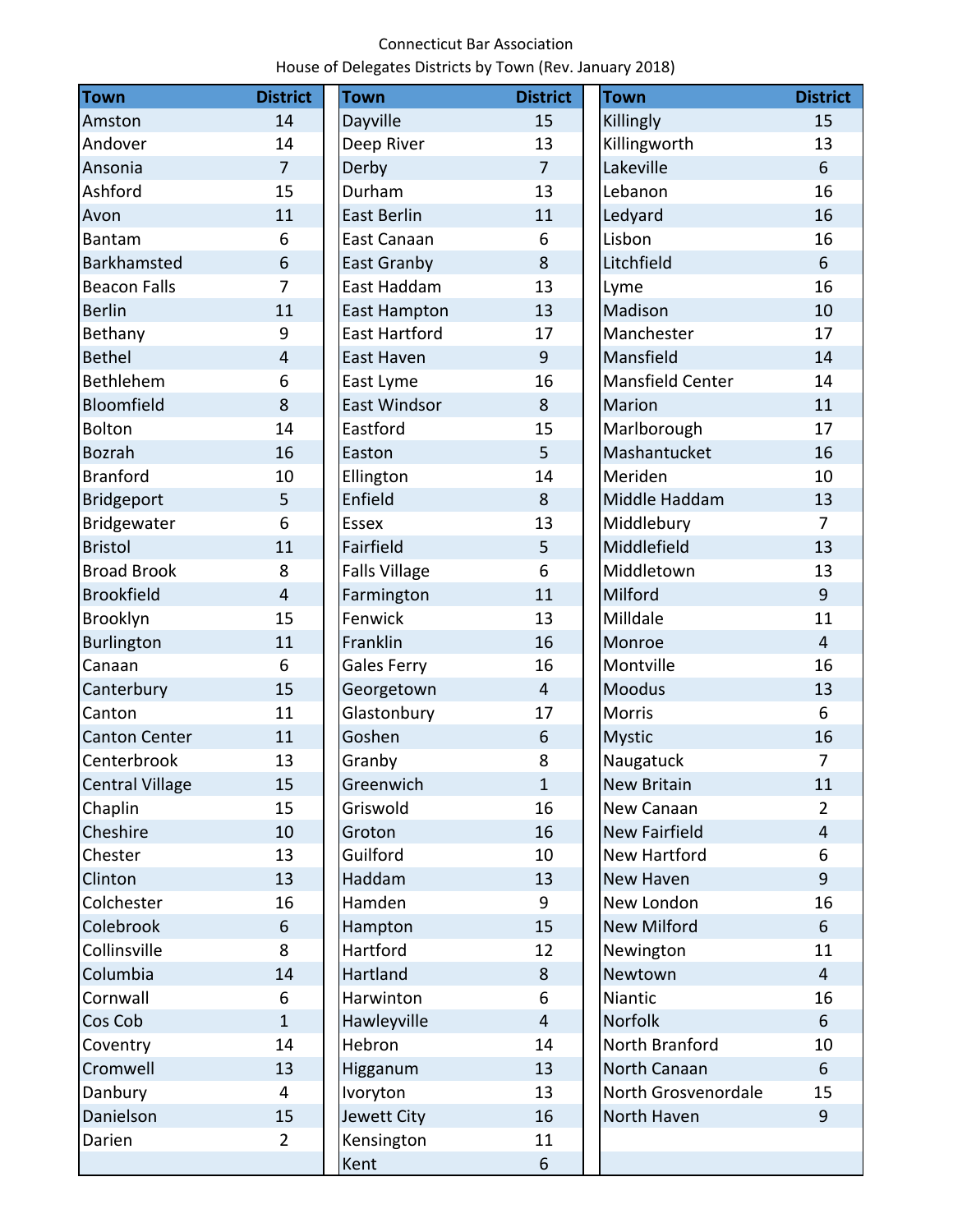Connecticut Bar Association

House of Delegates Districts by Town (Rev. January 2018)

| Town | District |
|---|---|
| Amston | 14 |
| Andover | 14 |
| Ansonia | 7 |
| Ashford | 15 |
| Avon | 11 |
| Bantam | 6 |
| Barkhamsted | 6 |
| Beacon Falls | 7 |
| Berlin | 11 |
| Bethany | 9 |
| Bethel | 4 |
| Bethlehem | 6 |
| Bloomfield | 8 |
| Bolton | 14 |
| Bozrah | 16 |
| Branford | 10 |
| Bridgeport | 5 |
| Bridgewater | 6 |
| Bristol | 11 |
| Broad Brook | 8 |
| Brookfield | 4 |
| Brooklyn | 15 |
| Burlington | 11 |
| Canaan | 6 |
| Canterbury | 15 |
| Canton | 11 |
| Canton Center | 11 |
| Centerbrook | 13 |
| Central Village | 15 |
| Chaplin | 15 |
| Cheshire | 10 |
| Chester | 13 |
| Clinton | 13 |
| Colchester | 16 |
| Colebrook | 6 |
| Collinsville | 8 |
| Columbia | 14 |
| Cornwall | 6 |
| Cos Cob | 1 |
| Coventry | 14 |
| Cromwell | 13 |
| Danbury | 4 |
| Danielson | 15 |
| Darien | 2 |
| Dayville | 15 |
| Deep River | 13 |
| Derby | 7 |
| Durham | 13 |
| East Berlin | 11 |
| East Canaan | 6 |
| East Granby | 8 |
| East Haddam | 13 |
| East Hampton | 13 |
| East Hartford | 17 |
| East Haven | 9 |
| East Lyme | 16 |
| East Windsor | 8 |
| Eastford | 15 |
| Easton | 5 |
| Ellington | 14 |
| Enfield | 8 |
| Essex | 13 |
| Fairfield | 5 |
| Falls Village | 6 |
| Farmington | 11 |
| Fenwick | 13 |
| Franklin | 16 |
| Gales Ferry | 16 |
| Georgetown | 4 |
| Glastonbury | 17 |
| Goshen | 6 |
| Granby | 8 |
| Greenwich | 1 |
| Griswold | 16 |
| Groton | 16 |
| Guilford | 10 |
| Haddam | 13 |
| Hamden | 9 |
| Hampton | 15 |
| Hartford | 12 |
| Hartland | 8 |
| Harwinton | 6 |
| Hawleyville | 4 |
| Hebron | 14 |
| Higganum | 13 |
| Ivoryton | 13 |
| Jewett City | 16 |
| Kensington | 11 |
| Kent | 6 |
| Killingly | 15 |
| Killingworth | 13 |
| Lakeville | 6 |
| Lebanon | 16 |
| Ledyard | 16 |
| Lisbon | 16 |
| Litchfield | 6 |
| Lyme | 16 |
| Madison | 10 |
| Manchester | 17 |
| Mansfield | 14 |
| Mansfield Center | 14 |
| Marion | 11 |
| Marlborough | 17 |
| Mashantucket | 16 |
| Meriden | 10 |
| Middle Haddam | 13 |
| Middlebury | 7 |
| Middlefield | 13 |
| Middletown | 13 |
| Milford | 9 |
| Milldale | 11 |
| Monroe | 4 |
| Montville | 16 |
| Moodus | 13 |
| Morris | 6 |
| Mystic | 16 |
| Naugatuck | 7 |
| New Britain | 11 |
| New Canaan | 2 |
| New Fairfield | 4 |
| New Hartford | 6 |
| New Haven | 9 |
| New London | 16 |
| New Milford | 6 |
| Newington | 11 |
| Newtown | 4 |
| Niantic | 16 |
| Norfolk | 6 |
| North Branford | 10 |
| North Canaan | 6 |
| North Grosvenordale | 15 |
| North Haven | 9 |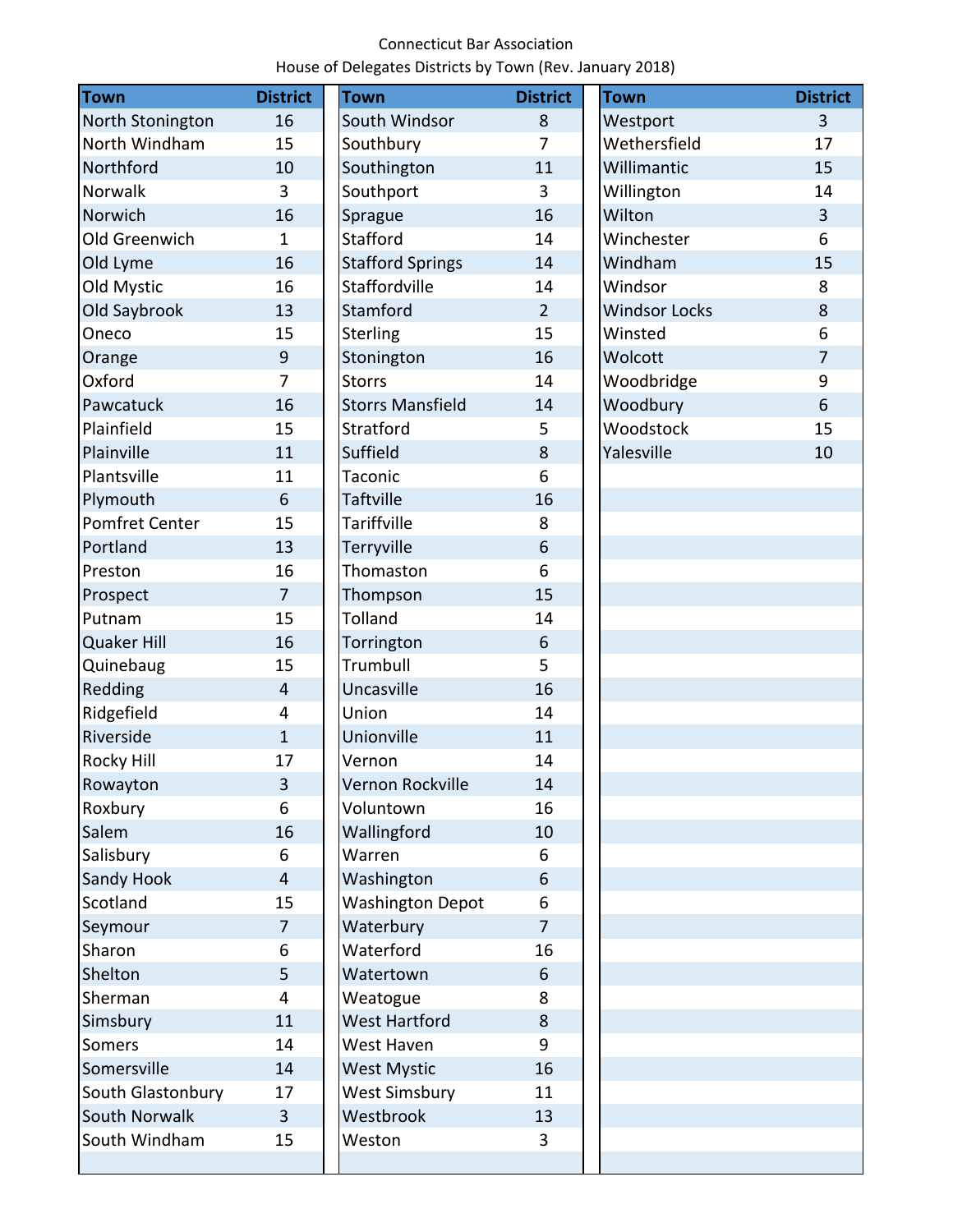Connecticut Bar Association
House of Delegates Districts by Town (Rev. January 2018)

| Town | District | Town | District | Town | District |
|---|---|---|---|---|---|
| North Stonington | 16 | South Windsor | 8 | Westport | 3 |
| North Windham | 15 | Southbury | 7 | Wethersfield | 17 |
| Northford | 10 | Southington | 11 | Willimantic | 15 |
| Norwalk | 3 | Southport | 3 | Willington | 14 |
| Norwich | 16 | Sprague | 16 | Wilton | 3 |
| Old Greenwich | 1 | Stafford | 14 | Winchester | 6 |
| Old Lyme | 16 | Stafford Springs | 14 | Windham | 15 |
| Old Mystic | 16 | Staffordville | 14 | Windsor | 8 |
| Old Saybrook | 13 | Stamford | 2 | Windsor Locks | 8 |
| Oneco | 15 | Sterling | 15 | Winsted | 6 |
| Orange | 9 | Stonington | 16 | Wolcott | 7 |
| Oxford | 7 | Storrs | 14 | Woodbridge | 9 |
| Pawcatuck | 16 | Storrs Mansfield | 14 | Woodbury | 6 |
| Plainfield | 15 | Stratford | 5 | Woodstock | 15 |
| Plainville | 11 | Suffield | 8 | Yalesville | 10 |
| Plantsville | 11 | Taconic | 6 | | |
| Plymouth | 6 | Taftville | 16 | | |
| Pomfret Center | 15 | Tariffville | 8 | | |
| Portland | 13 | Terryville | 6 | | |
| Preston | 16 | Thomaston | 6 | | |
| Prospect | 7 | Thompson | 15 | | |
| Putnam | 15 | Tolland | 14 | | |
| Quaker Hill | 16 | Torrington | 6 | | |
| Quinebaug | 15 | Trumbull | 5 | | |
| Redding | 4 | Uncasville | 16 | | |
| Ridgefield | 4 | Union | 14 | | |
| Riverside | 1 | Unionville | 11 | | |
| Rocky Hill | 17 | Vernon | 14 | | |
| Rowayton | 3 | Vernon Rockville | 14 | | |
| Roxbury | 6 | Voluntown | 16 | | |
| Salem | 16 | Wallingford | 10 | | |
| Salisbury | 6 | Warren | 6 | | |
| Sandy Hook | 4 | Washington | 6 | | |
| Scotland | 15 | Washington Depot | 6 | | |
| Seymour | 7 | Waterbury | 7 | | |
| Sharon | 6 | Waterford | 16 | | |
| Shelton | 5 | Watertown | 6 | | |
| Sherman | 4 | Weatogue | 8 | | |
| Simsbury | 11 | West Hartford | 8 | | |
| Somers | 14 | West Haven | 9 | | |
| Somersville | 14 | West Mystic | 16 | | |
| South Glastonbury | 17 | West Simsbury | 11 | | |
| South Norwalk | 3 | Westbrook | 13 | | |
| South Windham | 15 | Weston | 3 | | |